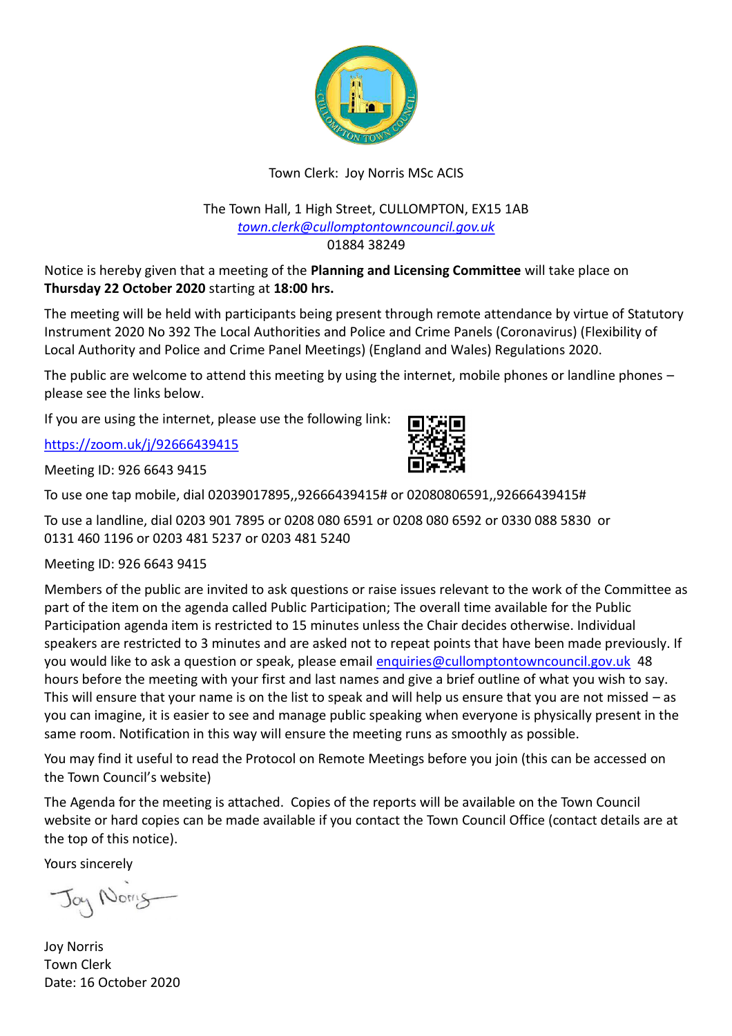Town Clerk: Joy Norris MSc ACIS

The Town Hall, 1 High Street, CULLOMPTON, EX15 1AB
*town.clerk@cullomptontowncouncil.gov.uk*
01884 38249

Notice is hereby given that a meeting of the **Planning and Licensing Committee** will take place on **Thursday 22 October 2020** starting at **18:00 hrs.**

The meeting will be held with participants being present through remote attendance by virtue of Statutory Instrument 2020 No 392 The Local Authorities and Police and Crime Panels (Coronavirus) (Flexibility of Local Authority and Police and Crime Panel Meetings) (England and Wales) Regulations 2020.

The public are welcome to attend this meeting by using the internet, mobile phones or landline phones – please see the links below.

If you are using the internet, please use the following link:

https://zoom.uk/j/92666439415

Meeting ID: 926 6643 9415

To use one tap mobile, dial 02039017895,,92666439415# or 02080806591,,92666439415#

To use a landline, dial 0203 901 7895 or 0208 080 6591 or 0208 080 6592 or 0330 088 5830 or 0131 460 1196 or 0203 481 5237 or 0203 481 5240

Meeting ID: 926 6643 9415

Members of the public are invited to ask questions or raise issues relevant to the work of the Committee as part of the item on the agenda called Public Participation; The overall time available for the Public Participation agenda item is restricted to 15 minutes unless the Chair decides otherwise. Individual speakers are restricted to 3 minutes and are asked not to repeat points that have been made previously. If you would like to ask a question or speak, please email enquiries@cullomptontowncouncil.gov.uk 48 hours before the meeting with your first and last names and give a brief outline of what you wish to say. This will ensure that your name is on the list to speak and will help us ensure that you are not missed – as you can imagine, it is easier to see and manage public speaking when everyone is physically present in the same room. Notification in this way will ensure the meeting runs as smoothly as possible.

You may find it useful to read the Protocol on Remote Meetings before you join (this can be accessed on the Town Council's website)

The Agenda for the meeting is attached. Copies of the reports will be available on the Town Council website or hard copies can be made available if you contact the Town Council Office (contact details are at the top of this notice).

Yours sincerely

Joy Norris
Town Clerk
Date: 16 October 2020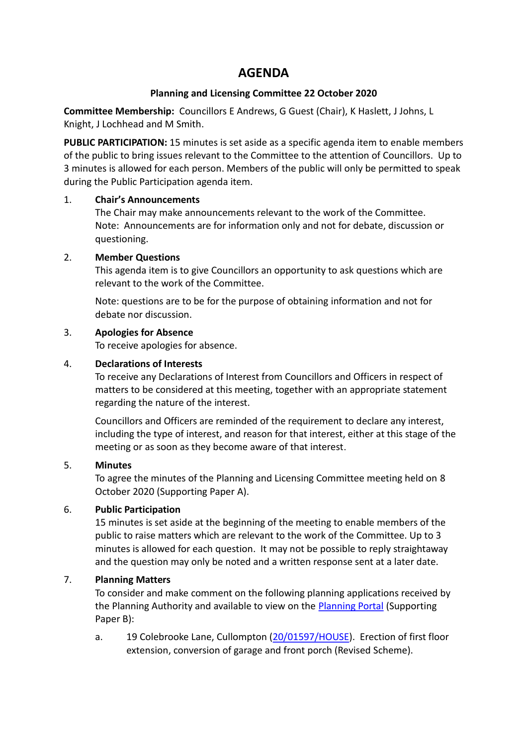# AGENDA

**Planning and Licensing Committee 22 October 2020**

**Committee Membership:** Councillors E Andrews, G Guest (Chair), K Haslett, J Johns, L Knight, J Lochhead and M Smith.

**PUBLIC PARTICIPATION:** 15 minutes is set aside as a specific agenda item to enable members of the public to bring issues relevant to the Committee to the attention of Councillors. Up to 3 minutes is allowed for each person. Members of the public will only be permitted to speak during the Public Participation agenda item.

1. **Chair's Announcements**
   The Chair may make announcements relevant to the work of the Committee.
   Note: Announcements are for information only and not for debate, discussion or questioning.

2. **Member Questions**
   This agenda item is to give Councillors an opportunity to ask questions which are relevant to the work of the Committee.

   Note: questions are to be for the purpose of obtaining information and not for debate nor discussion.

3. **Apologies for Absence**
   To receive apologies for absence.

4. **Declarations of Interests**
   To receive any Declarations of Interest from Councillors and Officers in respect of matters to be considered at this meeting, together with an appropriate statement regarding the nature of the interest.

   Councillors and Officers are reminded of the requirement to declare any interest, including the type of interest, and reason for that interest, either at this stage of the meeting or as soon as they become aware of that interest.

5. **Minutes**
   To agree the minutes of the Planning and Licensing Committee meeting held on 8 October 2020 (Supporting Paper A).

6. **Public Participation**
   15 minutes is set aside at the beginning of the meeting to enable members of the public to raise matters which are relevant to the work of the Committee. Up to 3 minutes is allowed for each question. It may not be possible to reply straightaway and the question may only be noted and a written response sent at a later date.

7. **Planning Matters**
   To consider and make comment on the following planning applications received by the Planning Authority and available to view on the Planning Portal (Supporting Paper B):

   a. 19 Colebrooke Lane, Cullompton (20/01597/HOUSE). Erection of first floor extension, conversion of garage and front porch (Revised Scheme).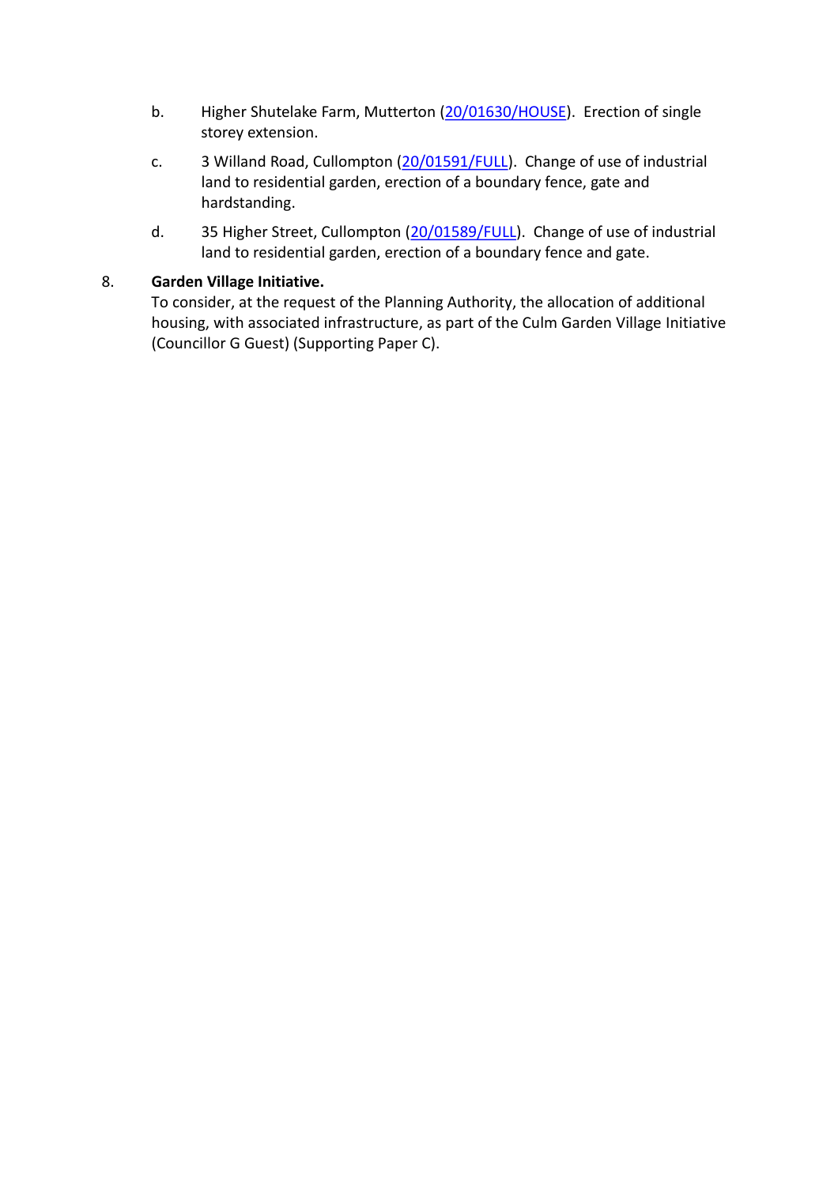b. Higher Shutelake Farm, Mutterton (20/01630/HOUSE). Erection of single storey extension.

c. 3 Willand Road, Cullompton (20/01591/FULL). Change of use of industrial land to residential garden, erection of a boundary fence, gate and hardstanding.

d. 35 Higher Street, Cullompton (20/01589/FULL). Change of use of industrial land to residential garden, erection of a boundary fence and gate.

8. **Garden Village Initiative.**
To consider, at the request of the Planning Authority, the allocation of additional housing, with associated infrastructure, as part of the Culm Garden Village Initiative (Councillor G Guest) (Supporting Paper C).